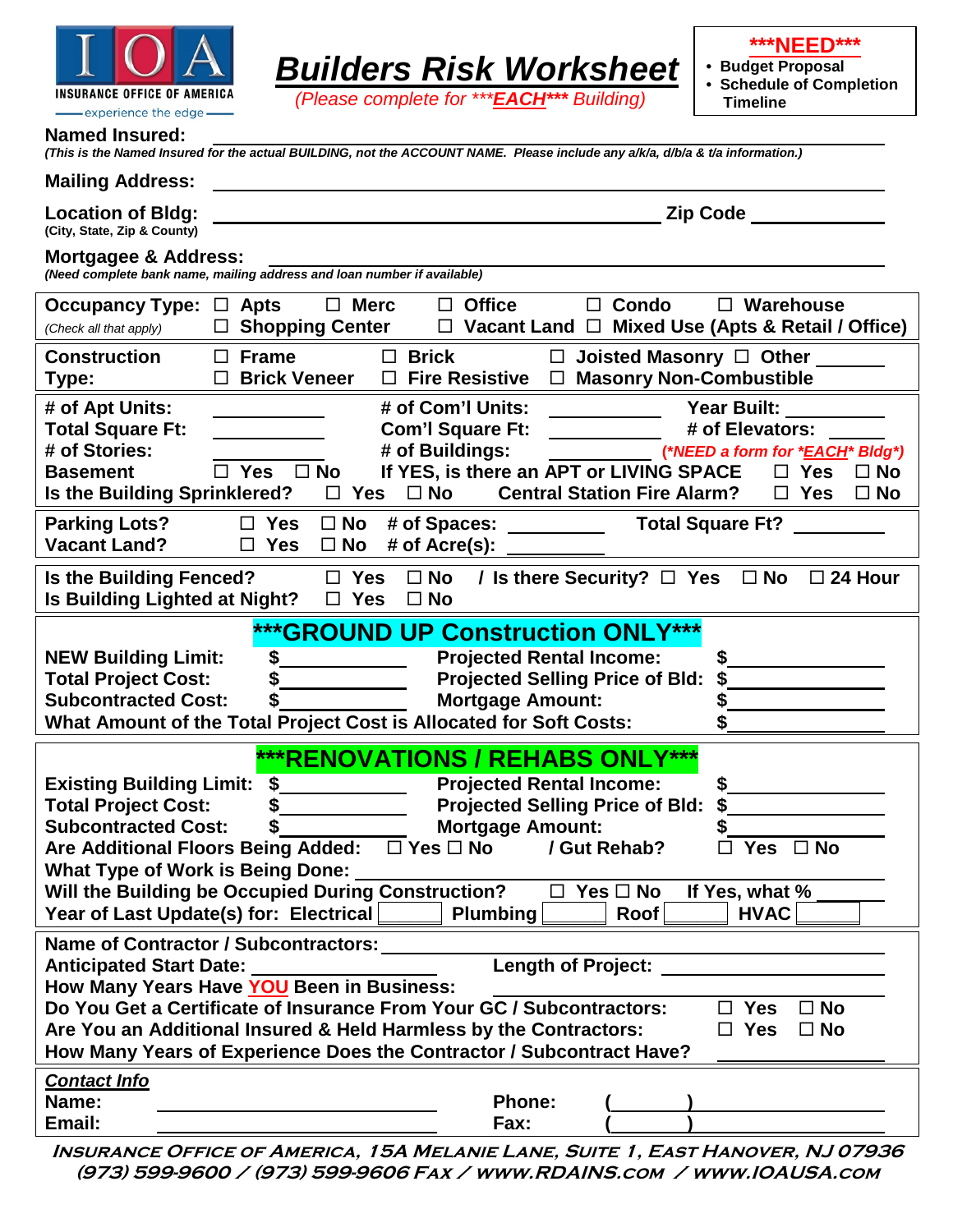INSURANCE OFFICE OF AMERICA
experience the edge

# Builders Risk Worksheet

*(Please complete for ***EACH*** Building)*

***NEED***
- Budget Proposal
- Schedule of Completion Timeline

**Named Insured:** ______________________________

*(This is the Named Insured for the actual BUILDING, not the ACCOUNT NAME. Please include any a/k/a, d/b/a & t/a information.)*

**Mailing Address:** ______________________________

**Location of Bldg:** ______________________________ **Zip Code** ____________
(City, State, Zip & County)

**Mortgagee & Address:** ______________________________
*(Need complete bank name, mailing address and loan number if available)*

**Occupancy Type:** (Check all that apply) ☐ Apts ☐ Merc ☐ Office ☐ Condo ☐ Warehouse ☐ Shopping Center ☐ Vacant Land ☐ Mixed Use (Apts & Retail / Office)

**Construction Type:** ☐ Frame ☐ Brick ☐ Joisted Masonry ☐ Other ______ ☐ Brick Veneer ☐ Fire Resistive ☐ Masonry Non-Combustible

**# of Apt Units:** __________ **# of Com'l Units:** __________ **Year Built:** __________
**Total Square Ft:** __________ **Com'l Square Ft:** __________ **# of Elevators:** ______
**# of Stories:** __________ **# of Buildings:** __________ (*NEED a form for *EACH* Bldg*)
**Basement** ☐ Yes ☐ No **If YES, is there an APT or LIVING SPACE** ☐ Yes ☐ No
**Is the Building Sprinklered?** ☐ Yes ☐ No **Central Station Fire Alarm?** ☐ Yes ☐ No

**Parking Lots?** ☐ Yes ☐ No **# of Spaces:** ________ **Total Square Ft?** ________
**Vacant Land?** ☐ Yes ☐ No **# of Acre(s):** ________

**Is the Building Fenced?** ☐ Yes ☐ No / **Is there Security?** ☐ Yes ☐ No ☐ 24 Hour
**Is Building Lighted at Night?** ☐ Yes ☐ No

## ***GROUND UP Construction ONLY***

**NEW Building Limit:** $__________ **Projected Rental Income:** $__________
**Total Project Cost:** $__________ **Projected Selling Price of Bld:** $__________
**Subcontracted Cost:** $__________ **Mortgage Amount:** $__________
**What Amount of the Total Project Cost is Allocated for Soft Costs:** $__________

## ***RENOVATIONS / REHABS ONLY***

**Existing Building Limit:** $__________ **Projected Rental Income:** $__________
**Total Project Cost:** $__________ **Projected Selling Price of Bld:** $__________
**Subcontracted Cost:** $__________ **Mortgage Amount:** $__________
**Are Additional Floors Being Added:** ☐ Yes ☐ No / **Gut Rehab?** ☐ Yes ☐ No
**What Type of Work is Being Done:** ______________________________
**Will the Building be Occupied During Construction?** ☐ Yes ☐ No **If Yes, what %** ______
**Year of Last Update(s) for: Electrical** ______ **Plumbing** ______ **Roof** ______ **HVAC** ______

**Name of Contractor / Subcontractors:** ______________________________
**Anticipated Start Date:** __________ **Length of Project:** __________
**How Many Years Have YOU Been in Business:** __________
**Do You Get a Certificate of Insurance From Your GC / Subcontractors:** ☐ Yes ☐ No
**Are You an Additional Insured & Held Harmless by the Contractors:** ☐ Yes ☐ No
**How Many Years of Experience Does the Contractor / Subcontract Have?** __________

***Contact Info***
**Name:** ______________________ **Phone:** (______) __________
**Email:** ______________________ **Fax:** (______) __________

**Insurance Office of America, 15A Melanie Lane, Suite 1, East Hanover, NJ 07936**
**(973) 599-9600 / (973) 599-9606 Fax / www.RDAINS.com / www.IOAUSA.com**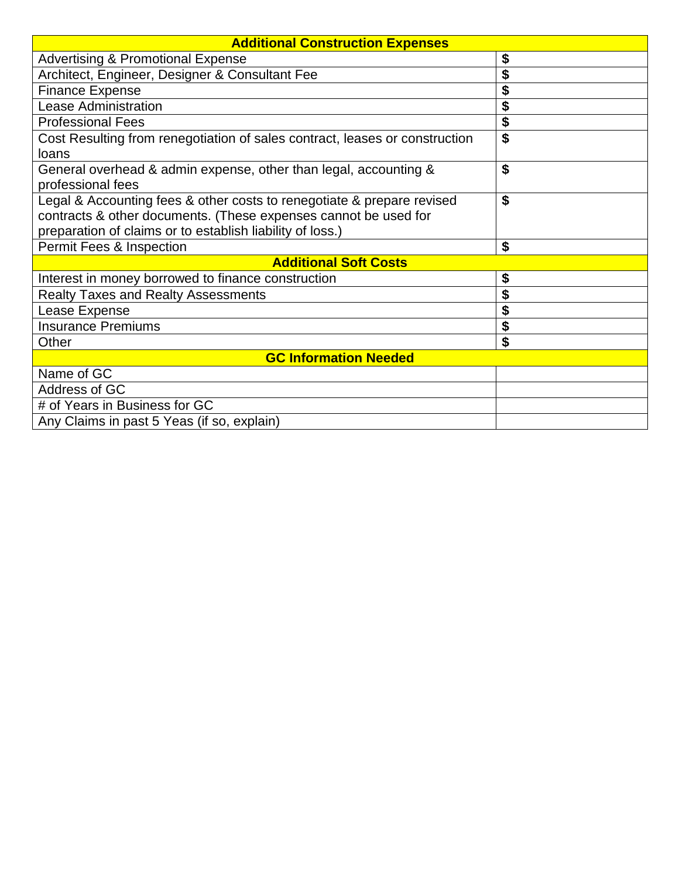| Additional Construction Expenses | |
|---|---|
| Advertising & Promotional Expense | $ |
| Architect, Engineer, Designer & Consultant Fee | $ |
| Finance Expense | $ |
| Lease Administration | $ |
| Professional Fees | $ |
| Cost Resulting from renegotiation of sales contract, leases or construction loans | $ |
| General overhead & admin expense, other than legal, accounting & professional fees | $ |
| Legal & Accounting fees & other costs to renegotiate & prepare revised contracts & other documents. (These expenses cannot be used for preparation of claims or to establish liability of loss.) | $ |
| Permit Fees & Inspection | $ |
| **Additional Soft Costs** | |
| Interest in money borrowed to finance construction | $ |
| Realty Taxes and Realty Assessments | $ |
| Lease Expense | $ |
| Insurance Premiums | $ |
| Other | $ |
| **GC Information Needed** | |
| Name of GC | |
| Address of GC | |
| # of Years in Business for GC | |
| Any Claims in past 5 Yeas (if so, explain) | |